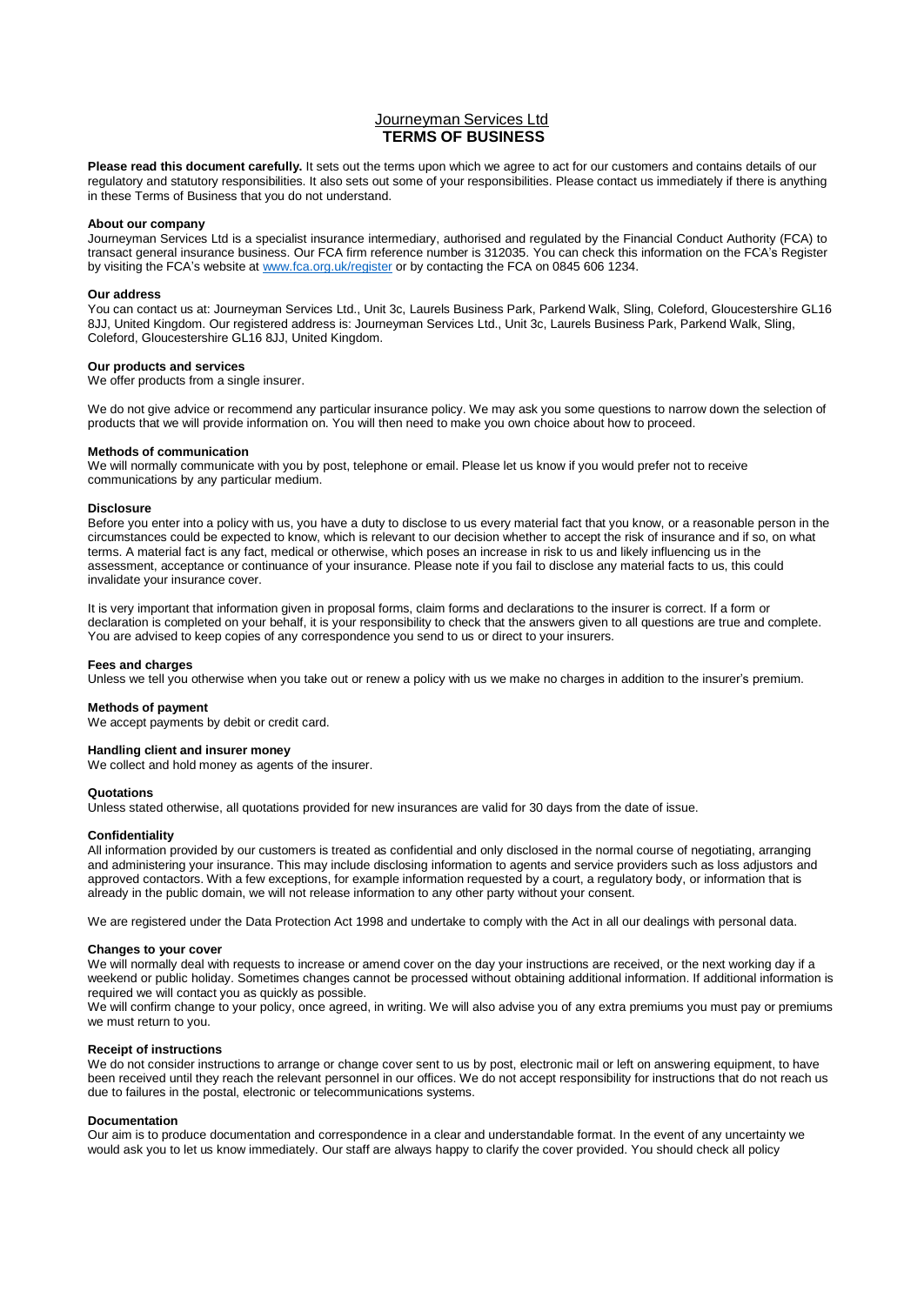# Journeyman Services Ltd
# TERMS OF BUSINESS

**Please read this document carefully.** It sets out the terms upon which we agree to act for our customers and contains details of our regulatory and statutory responsibilities. It also sets out some of your responsibilities. Please contact us immediately if there is anything in these Terms of Business that you do not understand.

**About our company**

Journeyman Services Ltd is a specialist insurance intermediary, authorised and regulated by the Financial Conduct Authority (FCA) to transact general insurance business. Our FCA firm reference number is 312035. You can check this information on the FCA's Register by visiting the FCA's website at [www.fca.org.uk/register](www.fca.org.uk/register) or by contacting the FCA on 0845 606 1234.

**Our address**

You can contact us at: Journeyman Services Ltd., Unit 3c, Laurels Business Park, Parkend Walk, Sling, Coleford, Gloucestershire GL16 8JJ, United Kingdom. Our registered address is: Journeyman Services Ltd., Unit 3c, Laurels Business Park, Parkend Walk, Sling, Coleford, Gloucestershire GL16 8JJ, United Kingdom.

**Our products and services**

We offer products from a single insurer.

We do not give advice or recommend any particular insurance policy. We may ask you some questions to narrow down the selection of products that we will provide information on. You will then need to make you own choice about how to proceed.

**Methods of communication**

We will normally communicate with you by post, telephone or email. Please let us know if you would prefer not to receive communications by any particular medium.

**Disclosure**

Before you enter into a policy with us, you have a duty to disclose to us every material fact that you know, or a reasonable person in the circumstances could be expected to know, which is relevant to our decision whether to accept the risk of insurance and if so, on what terms. A material fact is any fact, medical or otherwise, which poses an increase in risk to us and likely influencing us in the assessment, acceptance or continuance of your insurance. Please note if you fail to disclose any material facts to us, this could invalidate your insurance cover.

It is very important that information given in proposal forms, claim forms and declarations to the insurer is correct. If a form or declaration is completed on your behalf, it is your responsibility to check that the answers given to all questions are true and complete. You are advised to keep copies of any correspondence you send to us or direct to your insurers.

**Fees and charges**

Unless we tell you otherwise when you take out or renew a policy with us we make no charges in addition to the insurer's premium.

**Methods of payment**

We accept payments by debit or credit card.

**Handling client and insurer money**

We collect and hold money as agents of the insurer.

**Quotations**

Unless stated otherwise, all quotations provided for new insurances are valid for 30 days from the date of issue.

**Confidentiality**

All information provided by our customers is treated as confidential and only disclosed in the normal course of negotiating, arranging and administering your insurance. This may include disclosing information to agents and service providers such as loss adjustors and approved contactors. With a few exceptions, for example information requested by a court, a regulatory body, or information that is already in the public domain, we will not release information to any other party without your consent.

We are registered under the Data Protection Act 1998 and undertake to comply with the Act in all our dealings with personal data.

**Changes to your cover**

We will normally deal with requests to increase or amend cover on the day your instructions are received, or the next working day if a weekend or public holiday. Sometimes changes cannot be processed without obtaining additional information. If additional information is required we will contact you as quickly as possible.

We will confirm change to your policy, once agreed, in writing. We will also advise you of any extra premiums you must pay or premiums we must return to you.

**Receipt of instructions**

We do not consider instructions to arrange or change cover sent to us by post, electronic mail or left on answering equipment, to have been received until they reach the relevant personnel in our offices. We do not accept responsibility for instructions that do not reach us due to failures in the postal, electronic or telecommunications systems.

**Documentation**

Our aim is to produce documentation and correspondence in a clear and understandable format. In the event of any uncertainty we would ask you to let us know immediately. Our staff are always happy to clarify the cover provided. You should check all policy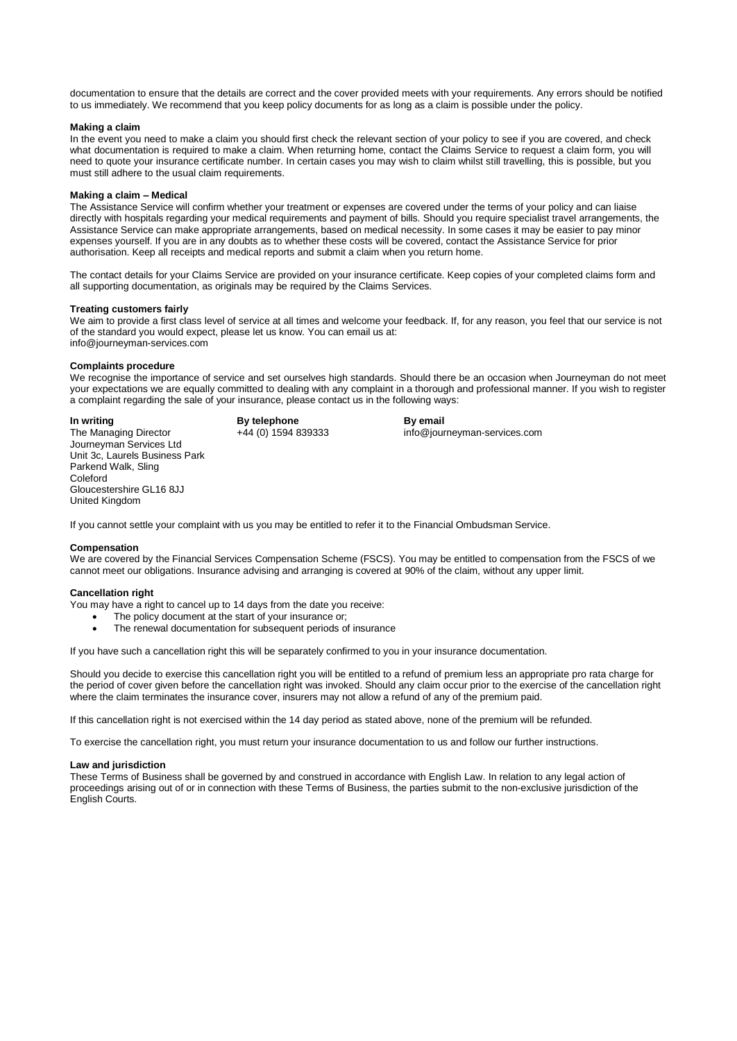documentation to ensure that the details are correct and the cover provided meets with your requirements. Any errors should be notified to us immediately. We recommend that you keep policy documents for as long as a claim is possible under the policy.

**Making a claim**

In the event you need to make a claim you should first check the relevant section of your policy to see if you are covered, and check what documentation is required to make a claim. When returning home, contact the Claims Service to request a claim form, you will need to quote your insurance certificate number. In certain cases you may wish to claim whilst still travelling, this is possible, but you must still adhere to the usual claim requirements.

**Making a claim – Medical**

The Assistance Service will confirm whether your treatment or expenses are covered under the terms of your policy and can liaise directly with hospitals regarding your medical requirements and payment of bills. Should you require specialist travel arrangements, the Assistance Service can make appropriate arrangements, based on medical necessity. In some cases it may be easier to pay minor expenses yourself. If you are in any doubts as to whether these costs will be covered, contact the Assistance Service for prior authorisation. Keep all receipts and medical reports and submit a claim when you return home.

The contact details for your Claims Service are provided on your insurance certificate. Keep copies of your completed claims form and all supporting documentation, as originals may be required by the Claims Services.

**Treating customers fairly**

We aim to provide a first class level of service at all times and welcome your feedback. If, for any reason, you feel that our service is not of the standard you would expect, please let us know. You can email us at:
info@journeyman-services.com

**Complaints procedure**

We recognise the importance of service and set ourselves high standards. Should there be an occasion when Journeyman do not meet your expectations we are equally committed to dealing with any complaint in a thorough and professional manner. If you wish to register a complaint regarding the sale of your insurance, please contact us in the following ways:

**In writing**
The Managing Director
Journeyman Services Ltd
Unit 3c, Laurels Business Park
Parkend Walk, Sling
Coleford
Gloucestershire GL16 8JJ
United Kingdom

**By telephone**
+44 (0) 1594 839333

**By email**
info@journeyman-services.com

If you cannot settle your complaint with us you may be entitled to refer it to the Financial Ombudsman Service.

**Compensation**

We are covered by the Financial Services Compensation Scheme (FSCS). You may be entitled to compensation from the FSCS of we cannot meet our obligations. Insurance advising and arranging is covered at 90% of the claim, without any upper limit.

**Cancellation right**

You may have a right to cancel up to 14 days from the date you receive:

- The policy document at the start of your insurance or;
- The renewal documentation for subsequent periods of insurance

If you have such a cancellation right this will be separately confirmed to you in your insurance documentation.

Should you decide to exercise this cancellation right you will be entitled to a refund of premium less an appropriate pro rata charge for the period of cover given before the cancellation right was invoked. Should any claim occur prior to the exercise of the cancellation right where the claim terminates the insurance cover, insurers may not allow a refund of any of the premium paid.

If this cancellation right is not exercised within the 14 day period as stated above, none of the premium will be refunded.

To exercise the cancellation right, you must return your insurance documentation to us and follow our further instructions.

**Law and jurisdiction**

These Terms of Business shall be governed by and construed in accordance with English Law. In relation to any legal action of proceedings arising out of or in connection with these Terms of Business, the parties submit to the non-exclusive jurisdiction of the English Courts.